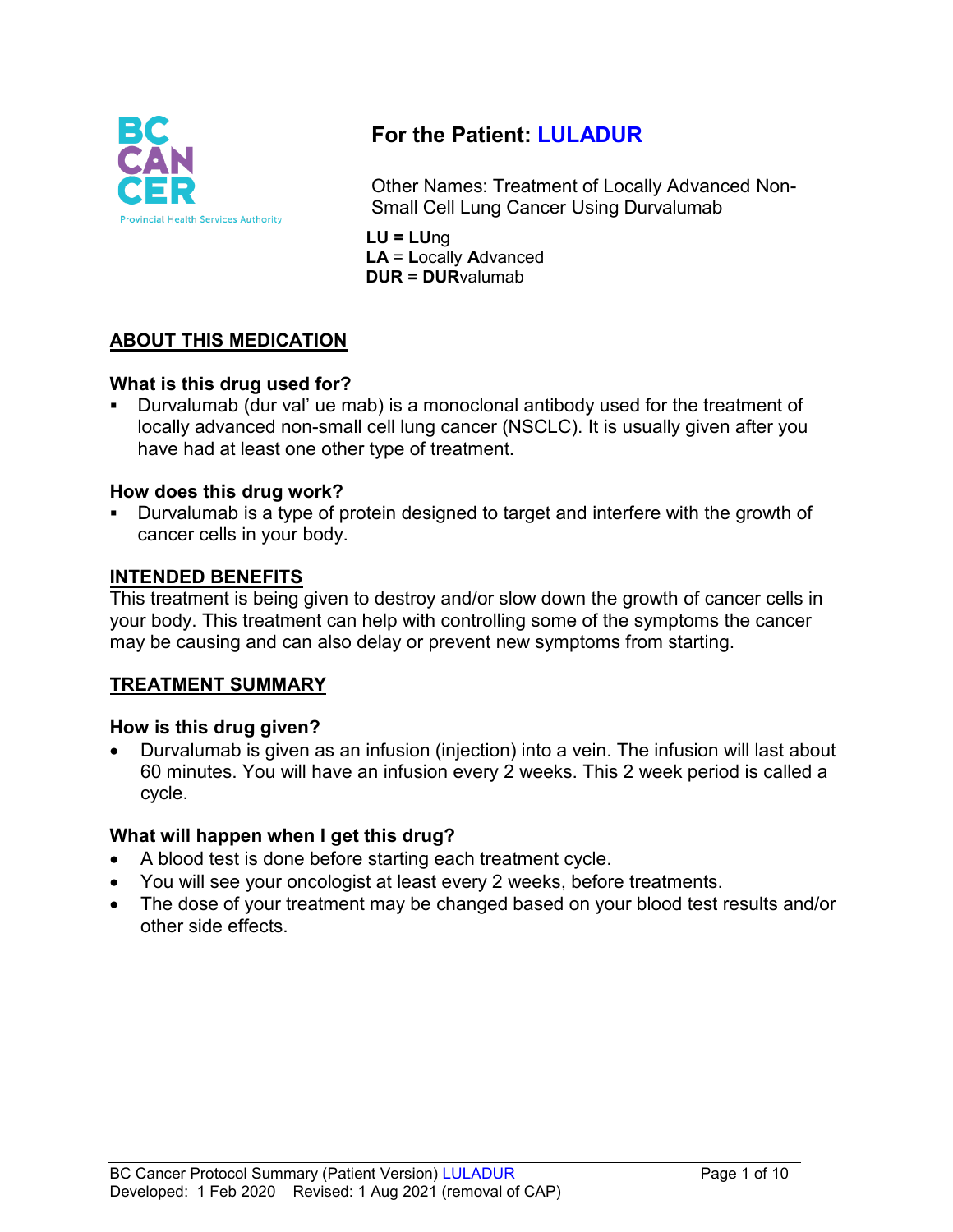# For the Patient: LULADUR

Other Names: Treatment of Locally Advanced Non-Small Cell Lung Cancer Using Durvalumab

**LU = LU**ng
**LA** = **L**ocally **A**dvanced
**DUR = DUR**valumab

## ABOUT THIS MEDICATION

### What is this drug used for?

- Durvalumab (dur val' ue mab) is a monoclonal antibody used for the treatment of locally advanced non-small cell lung cancer (NSCLC). It is usually given after you have had at least one other type of treatment.

### How does this drug work?

- Durvalumab is a type of protein designed to target and interfere with the growth of cancer cells in your body.

## INTENDED BENEFITS

This treatment is being given to destroy and/or slow down the growth of cancer cells in your body. This treatment can help with controlling some of the symptoms the cancer may be causing and can also delay or prevent new symptoms from starting.

## TREATMENT SUMMARY

### How is this drug given?

- Durvalumab is given as an infusion (injection) into a vein. The infusion will last about 60 minutes. You will have an infusion every 2 weeks. This 2 week period is called a cycle.

### What will happen when I get this drug?

- A blood test is done before starting each treatment cycle.
- You will see your oncologist at least every 2 weeks, before treatments.
- The dose of your treatment may be changed based on your blood test results and/or other side effects.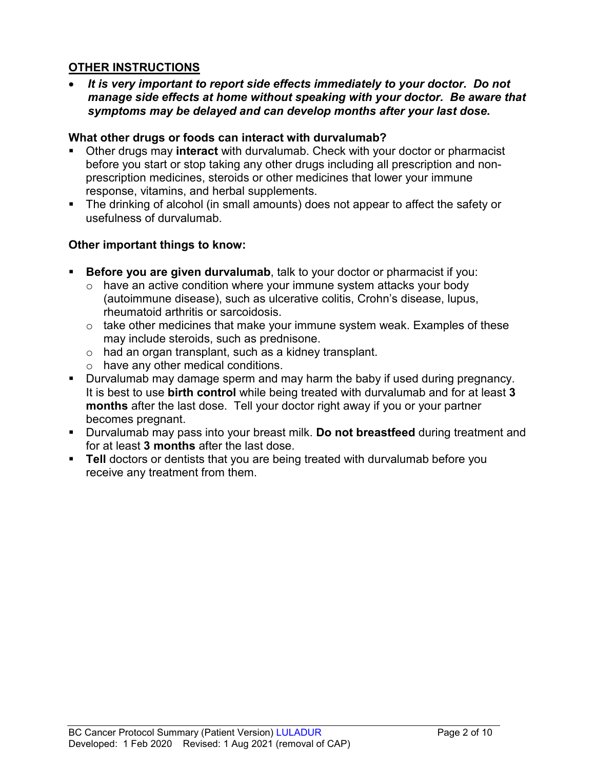## OTHER INSTRUCTIONS

- ***It is very important to report side effects immediately to your doctor. Do not manage side effects at home without speaking with your doctor. Be aware that symptoms may be delayed and can develop months after your last dose.***

### What other drugs or foods can interact with durvalumab?

- Other drugs may **interact** with durvalumab. Check with your doctor or pharmacist before you start or stop taking any other drugs including all prescription and non-prescription medicines, steroids or other medicines that lower your immune response, vitamins, and herbal supplements.
- The drinking of alcohol (in small amounts) does not appear to affect the safety or usefulness of durvalumab.

### Other important things to know:

- **Before you are given durvalumab**, talk to your doctor or pharmacist if you:
  - have an active condition where your immune system attacks your body (autoimmune disease), such as ulcerative colitis, Crohn's disease, lupus, rheumatoid arthritis or sarcoidosis.
  - take other medicines that make your immune system weak. Examples of these may include steroids, such as prednisone.
  - had an organ transplant, such as a kidney transplant.
  - have any other medical conditions.
- Durvalumab may damage sperm and may harm the baby if used during pregnancy. It is best to use **birth control** while being treated with durvalumab and for at least **3 months** after the last dose. Tell your doctor right away if you or your partner becomes pregnant.
- Durvalumab may pass into your breast milk. **Do not breastfeed** during treatment and for at least **3 months** after the last dose.
- **Tell** doctors or dentists that you are being treated with durvalumab before you receive any treatment from them.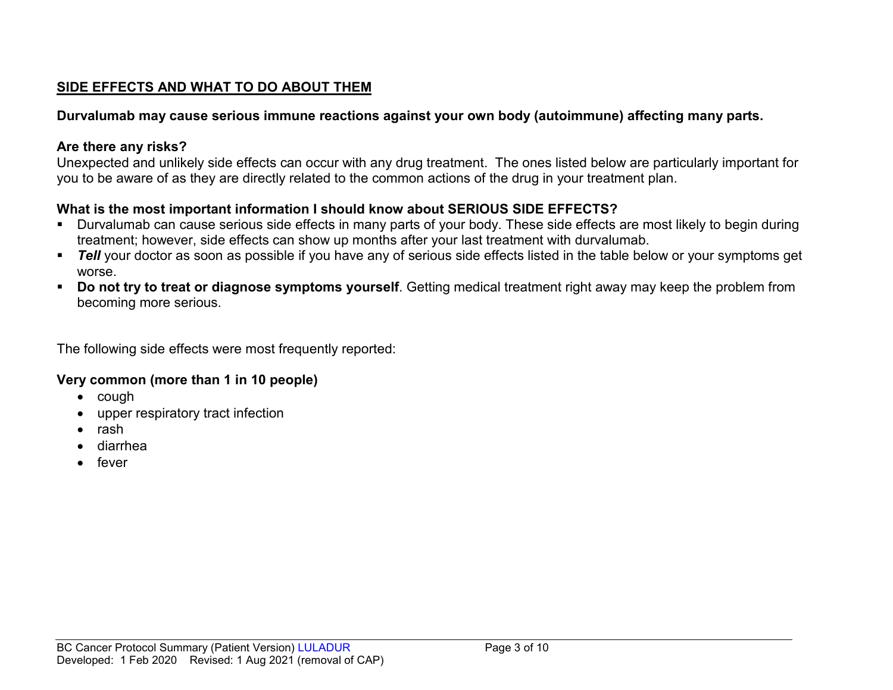## SIDE EFFECTS AND WHAT TO DO ABOUT THEM

**Durvalumab may cause serious immune reactions against your own body (autoimmune) affecting many parts.**

**Are there any risks?**

Unexpected and unlikely side effects can occur with any drug treatment. The ones listed below are particularly important for you to be aware of as they are directly related to the common actions of the drug in your treatment plan.

**What is the most important information I should know about SERIOUS SIDE EFFECTS?**

- Durvalumab can cause serious side effects in many parts of your body. These side effects are most likely to begin during treatment; however, side effects can show up months after your last treatment with durvalumab.
- ***Tell*** your doctor as soon as possible if you have any of serious side effects listed in the table below or your symptoms get worse.
- **Do not try to treat or diagnose symptoms yourself**. Getting medical treatment right away may keep the problem from becoming more serious.

The following side effects were most frequently reported:

**Very common (more than 1 in 10 people)**

- cough
- upper respiratory tract infection
- rash
- diarrhea
- fever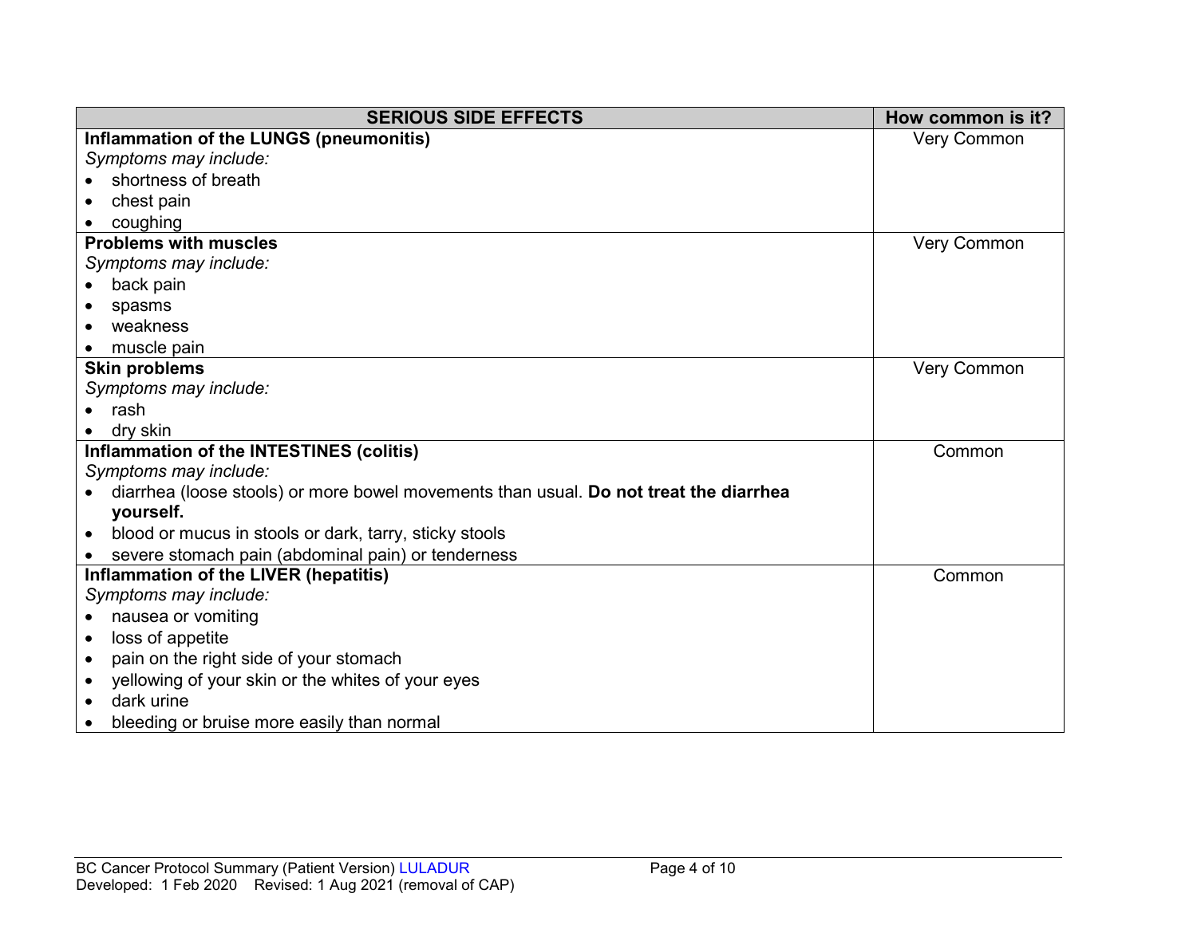| SERIOUS SIDE EFFECTS | How common is it? |
|---|---|
| **Inflammation of the LUNGS (pneumonitis)**<br>*Symptoms may include:*<br>• shortness of breath<br>• chest pain<br>• coughing | Very Common |
| **Problems with muscles**<br>*Symptoms may include:*<br>• back pain<br>• spasms<br>• weakness<br>• muscle pain | Very Common |
| **Skin problems**<br>*Symptoms may include:*<br>• rash<br>• dry skin | Very Common |
| **Inflammation of the INTESTINES (colitis)**<br>*Symptoms may include:*<br>• diarrhea (loose stools) or more bowel movements than usual. **Do not treat the diarrhea yourself.**<br>• blood or mucus in stools or dark, tarry, sticky stools<br>• severe stomach pain (abdominal pain) or tenderness | Common |
| **Inflammation of the LIVER (hepatitis)**<br>*Symptoms may include:*<br>• nausea or vomiting<br>• loss of appetite<br>• pain on the right side of your stomach<br>• yellowing of your skin or the whites of your eyes<br>• dark urine<br>• bleeding or bruise more easily than normal | Common |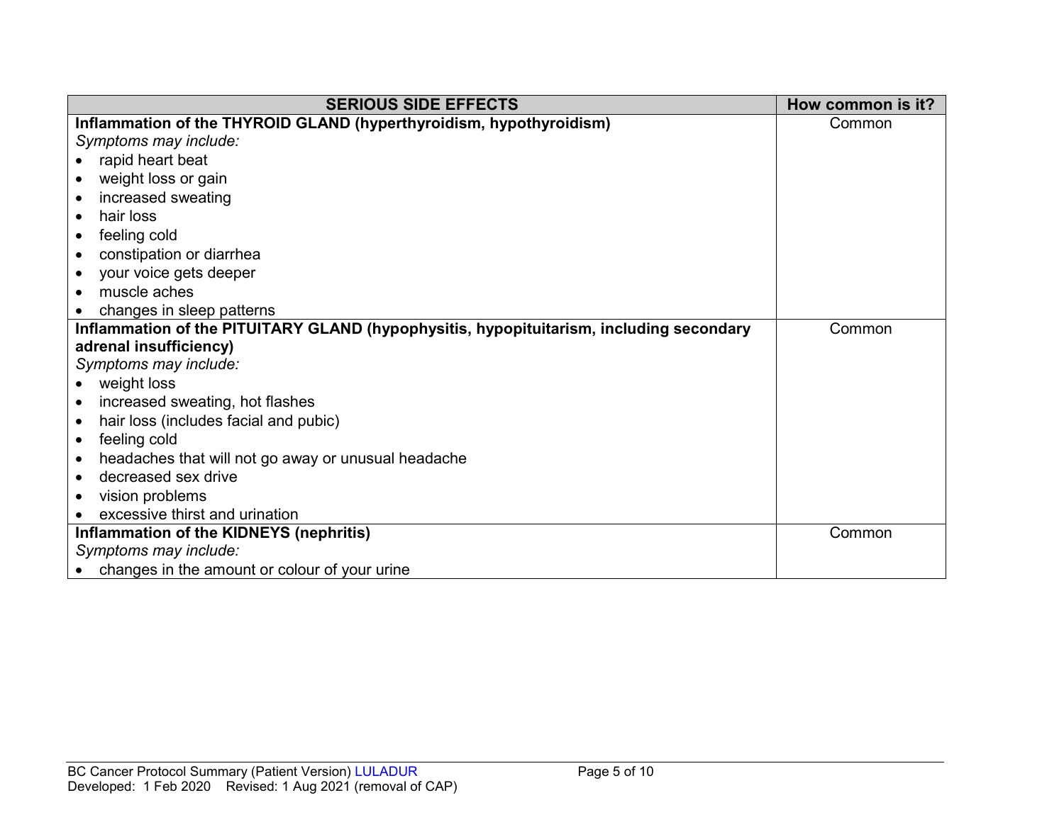| SERIOUS SIDE EFFECTS | How common is it? |
| --- | --- |
| **Inflammation of the THYROID GLAND (hyperthyroidism, hypothyroidism)**<br>*Symptoms may include:*<br>• rapid heart beat<br>• weight loss or gain<br>• increased sweating<br>• hair loss<br>• feeling cold<br>• constipation or diarrhea<br>• your voice gets deeper<br>• muscle aches<br>• changes in sleep patterns | Common |
| **Inflammation of the PITUITARY GLAND (hypophysitis, hypopituitarism, including secondary adrenal insufficiency)**<br>*Symptoms may include:*<br>• weight loss<br>• increased sweating, hot flashes<br>• hair loss (includes facial and pubic)<br>• feeling cold<br>• headaches that will not go away or unusual headache<br>• decreased sex drive<br>• vision problems<br>• excessive thirst and urination | Common |
| **Inflammation of the KIDNEYS (nephritis)**<br>*Symptoms may include:*<br>• changes in the amount or colour of your urine | Common |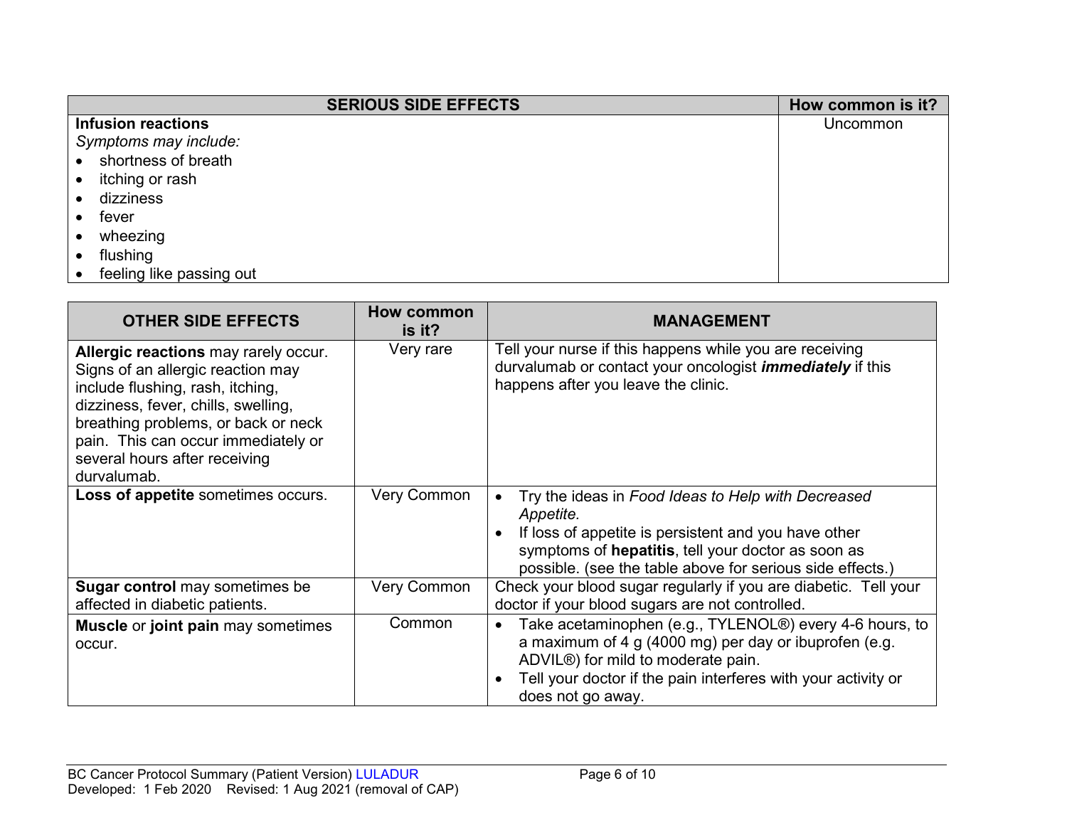| SERIOUS SIDE EFFECTS | How common is it? |
|---|---|
| **Infusion reactions**<br>*Symptoms may include:*<br>• shortness of breath<br>• itching or rash<br>• dizziness<br>• fever<br>• wheezing<br>• flushing<br>• feeling like passing out | Uncommon |

| OTHER SIDE EFFECTS | How common is it? | MANAGEMENT |
|---|---|---|
| **Allergic reactions** may rarely occur. Signs of an allergic reaction may include flushing, rash, itching, dizziness, fever, chills, swelling, breathing problems, or back or neck pain. This can occur immediately or several hours after receiving durvalumab. | Very rare | Tell your nurse if this happens while you are receiving durvalumab or contact your oncologist ***immediately*** if this happens after you leave the clinic. |
| **Loss of appetite** sometimes occurs. | Very Common | • Try the ideas in *Food Ideas to Help with Decreased Appetite.*<br>• If loss of appetite is persistent and you have other symptoms of **hepatitis**, tell your doctor as soon as possible. (see the table above for serious side effects.) |
| **Sugar control** may sometimes be affected in diabetic patients. | Very Common | Check your blood sugar regularly if you are diabetic. Tell your doctor if your blood sugars are not controlled. |
| **Muscle** or **joint pain** may sometimes occur. | Common | • Take acetaminophen (e.g., TYLENOL®) every 4-6 hours, to a maximum of 4 g (4000 mg) per day or ibuprofen (e.g. ADVIL®) for mild to moderate pain.<br>• Tell your doctor if the pain interferes with your activity or does not go away. |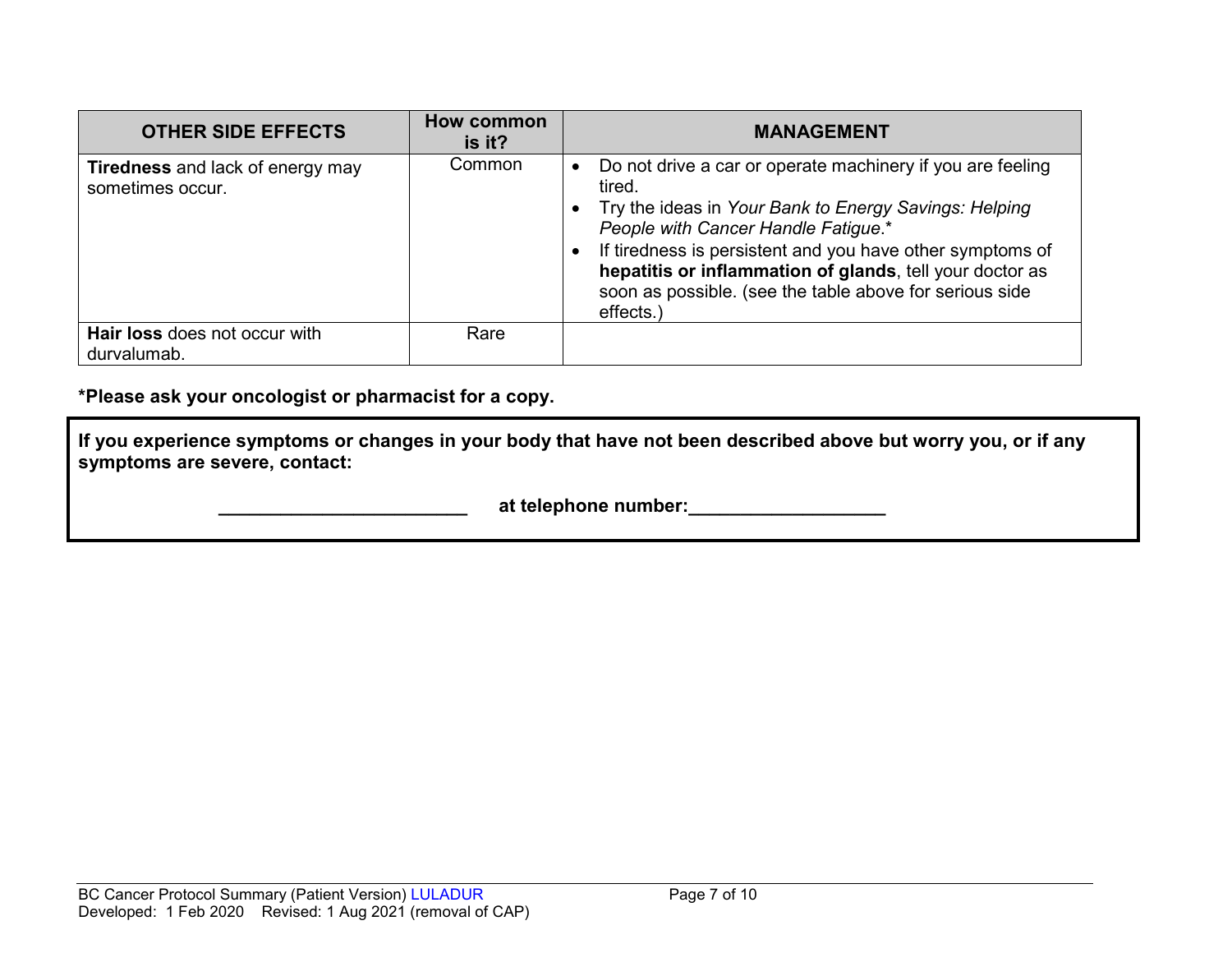| OTHER SIDE EFFECTS | How common is it? | MANAGEMENT |
|---|---|---|
| **Tiredness** and lack of energy may sometimes occur. | Common | • Do not drive a car or operate machinery if you are feeling tired. <br> • Try the ideas in *Your Bank to Energy Savings: Helping People with Cancer Handle Fatigue*.* <br> • If tiredness is persistent and you have other symptoms of **hepatitis or inflammation of glands**, tell your doctor as soon as possible. (see the table above for serious side effects.) |
| **Hair loss** does not occur with durvalumab. | Rare | |

**\*Please ask your oncologist or pharmacist for a copy.**

**If you experience symptoms or changes in your body that have not been described above but worry you, or if any symptoms are severe, contact:**

**________________________ at telephone number:___________________**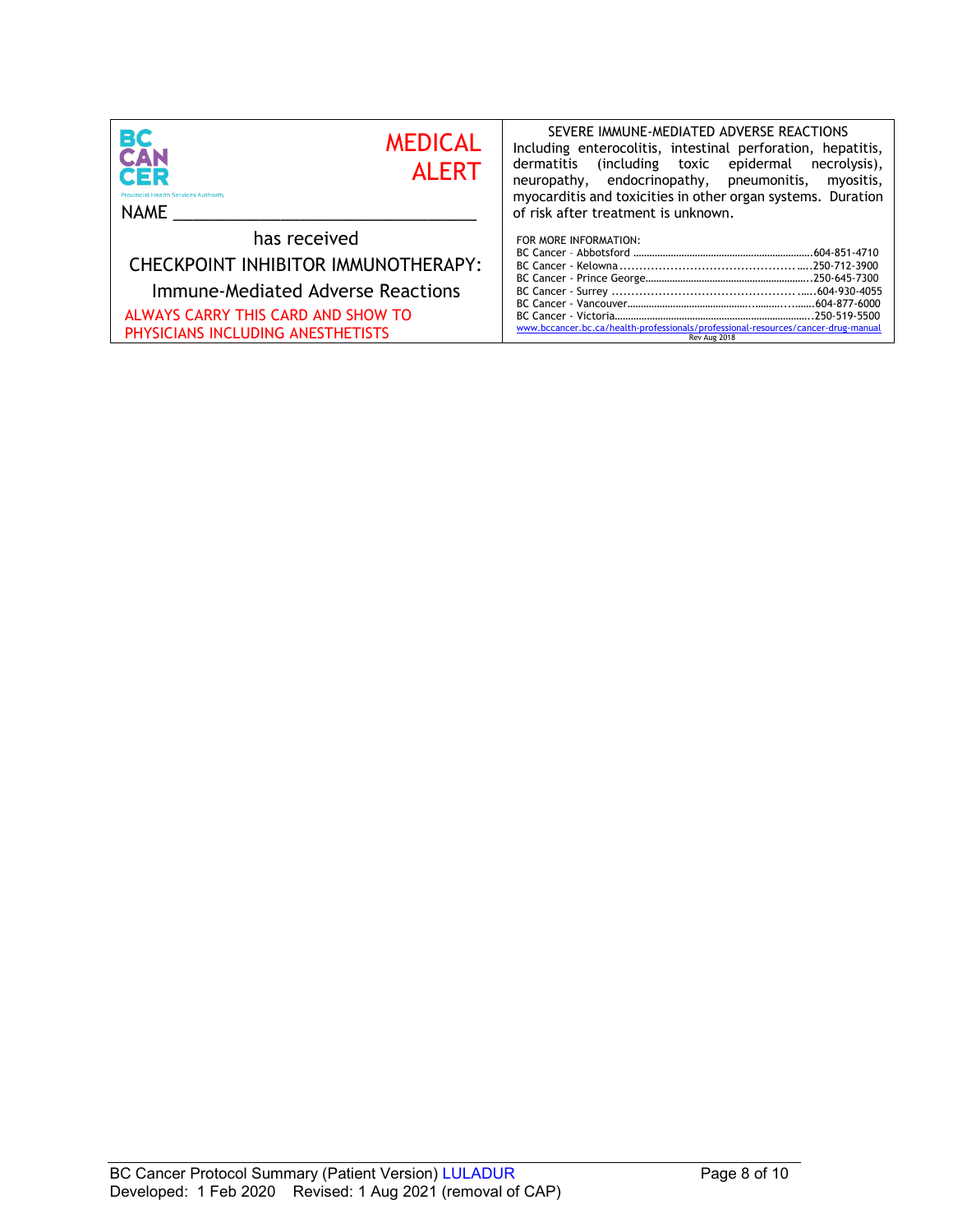BC CANCER
Provincial Health Services Authority

**MEDICAL ALERT**

NAME ________________________________

has received

CHECKPOINT INHIBITOR IMMUNOTHERAPY:

Immune-Mediated Adverse Reactions

ALWAYS CARRY THIS CARD AND SHOW TO PHYSICIANS INCLUDING ANESTHETISTS

SEVERE IMMUNE-MEDIATED ADVERSE REACTIONS

Including enterocolitis, intestinal perforation, hepatitis, dermatitis (including toxic epidermal necrolysis), neuropathy, endocrinopathy, pneumonitis, myositis, myocarditis and toxicities in other organ systems. Duration of risk after treatment is unknown.

FOR MORE INFORMATION:

BC Cancer - Abbotsford ........................................604-851-4710
BC Cancer - Kelowna ...........................................250-712-3900
BC Cancer - Prince George ..................................250-645-7300
BC Cancer - Surrey ..............................................604-930-4055
BC Cancer - Vancouver.........................................604-877-6000
BC Cancer - Victoria..............................................250-519-5500

www.bccancer.bc.ca/health-professionals/professional-resources/cancer-drug-manual

Rev Aug 2018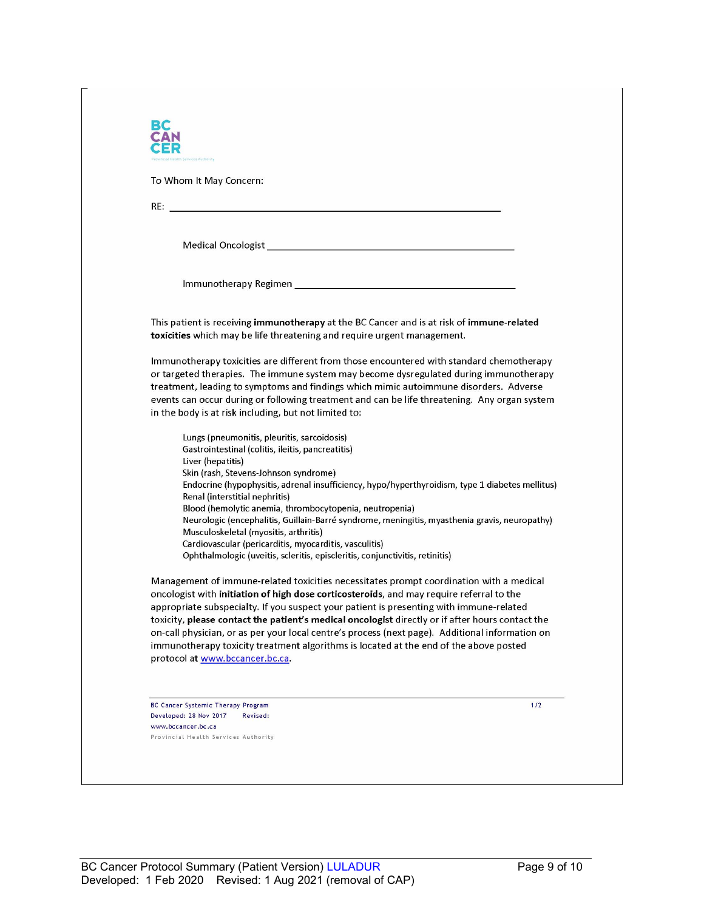To Whom It May Concern:

RE: ________________________________________________

Medical Oncologist ________________________________________

Immunotherapy Regimen ____________________________________

This patient is receiving **immunotherapy** at the BC Cancer and is at risk of **immune-related toxicities** which may be life threatening and require urgent management.

Immunotherapy toxicities are different from those encountered with standard chemotherapy or targeted therapies. The immune system may become dysregulated during immunotherapy treatment, leading to symptoms and findings which mimic autoimmune disorders. Adverse events can occur during or following treatment and can be life threatening. Any organ system in the body is at risk including, but not limited to:

Lungs (pneumonitis, pleuritis, sarcoidosis)
Gastrointestinal (colitis, ileitis, pancreatitis)
Liver (hepatitis)
Skin (rash, Stevens-Johnson syndrome)
Endocrine (hypophysitis, adrenal insufficiency, hypo/hyperthyroidism, type 1 diabetes mellitus)
Renal (interstitial nephritis)
Blood (hemolytic anemia, thrombocytopenia, neutropenia)
Neurologic (encephalitis, Guillain-Barré syndrome, meningitis, myasthenia gravis, neuropathy)
Musculoskeletal (myositis, arthritis)
Cardiovascular (pericarditis, myocarditis, vasculitis)
Ophthalmologic (uveitis, scleritis, episcleritis, conjunctivitis, retinitis)

Management of immune-related toxicities necessitates prompt coordination with a medical oncologist with **initiation of high dose corticosteroids**, and may require referral to the appropriate subspecialty. If you suspect your patient is presenting with immune-related toxicity, **please contact the patient's medical oncologist** directly or if after hours contact the on-call physician, or as per your local centre's process (next page). Additional information on immunotherapy toxicity treatment algorithms is located at the end of the above posted protocol at www.bccancer.bc.ca.

BC Cancer Systemic Therapy Program
Developed: 28 Nov 2017 Revised:
www.bccancer.bc.ca
Provincial Health Services Authority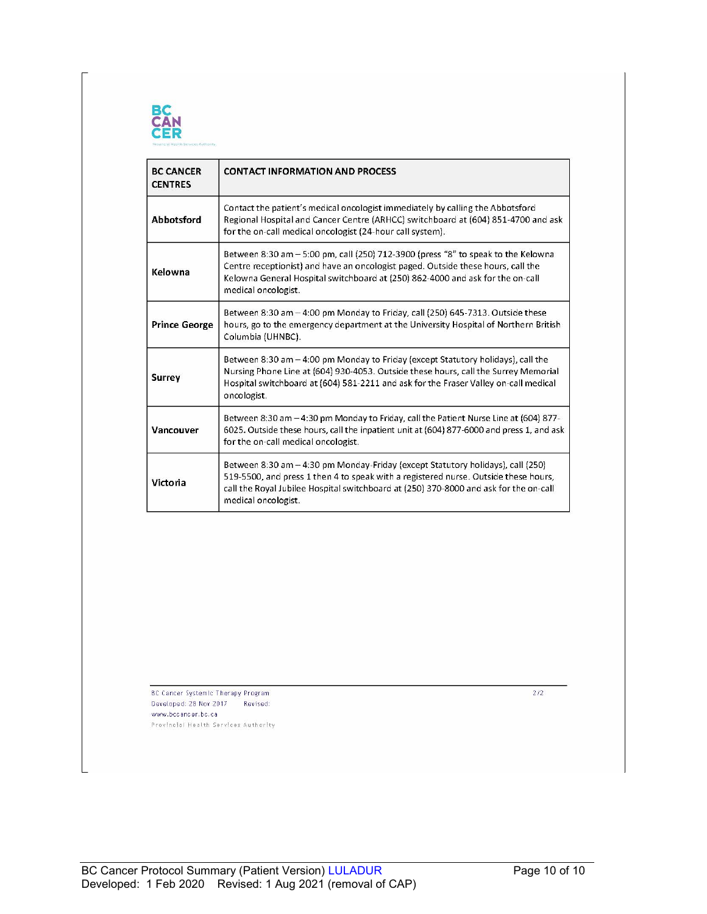| BC CANCER CENTRES | CONTACT INFORMATION AND PROCESS |
| --- | --- |
| **Abbotsford** | Contact the patient's medical oncologist immediately by calling the Abbotsford Regional Hospital and Cancer Centre (ARHCC) switchboard at (604) 851-4700 and ask for the on-call medical oncologist (24-hour call system). |
| **Kelowna** | Between 8:30 am – 5:00 pm, call (250) 712-3900 (press "8" to speak to the Kelowna Centre receptionist) and have an oncologist paged. Outside these hours, call the Kelowna General Hospital switchboard at (250) 862-4000 and ask for the on-call medical oncologist. |
| **Prince George** | Between 8:30 am – 4:00 pm Monday to Friday, call (250) 645-7313. Outside these hours, go to the emergency department at the University Hospital of Northern British Columbia (UHNBC). |
| **Surrey** | Between 8:30 am – 4:00 pm Monday to Friday (except Statutory holidays), call the Nursing Phone Line at (604) 930-4053. Outside these hours, call the Surrey Memorial Hospital switchboard at (604) 581-2211 and ask for the Fraser Valley on-call medical oncologist. |
| **Vancouver** | Between 8:30 am – 4:30 pm Monday to Friday, call the Patient Nurse Line at (604) 877-6025. Outside these hours, call the inpatient unit at (604) 877-6000 and press 1, and ask for the on-call medical oncologist. |
| **Victoria** | Between 8:30 am – 4:30 pm Monday-Friday (except Statutory holidays), call (250) 519-5500, and press 1 then 4 to speak with a registered nurse. Outside these hours, call the Royal Jubilee Hospital switchboard at (250) 370-8000 and ask for the on-call medical oncologist. |

BC Cancer Systemic Therapy Program
Developed: 28 Nov 2017 Revised:
www.bccancer.bc.ca
Provincial Health Services Authority